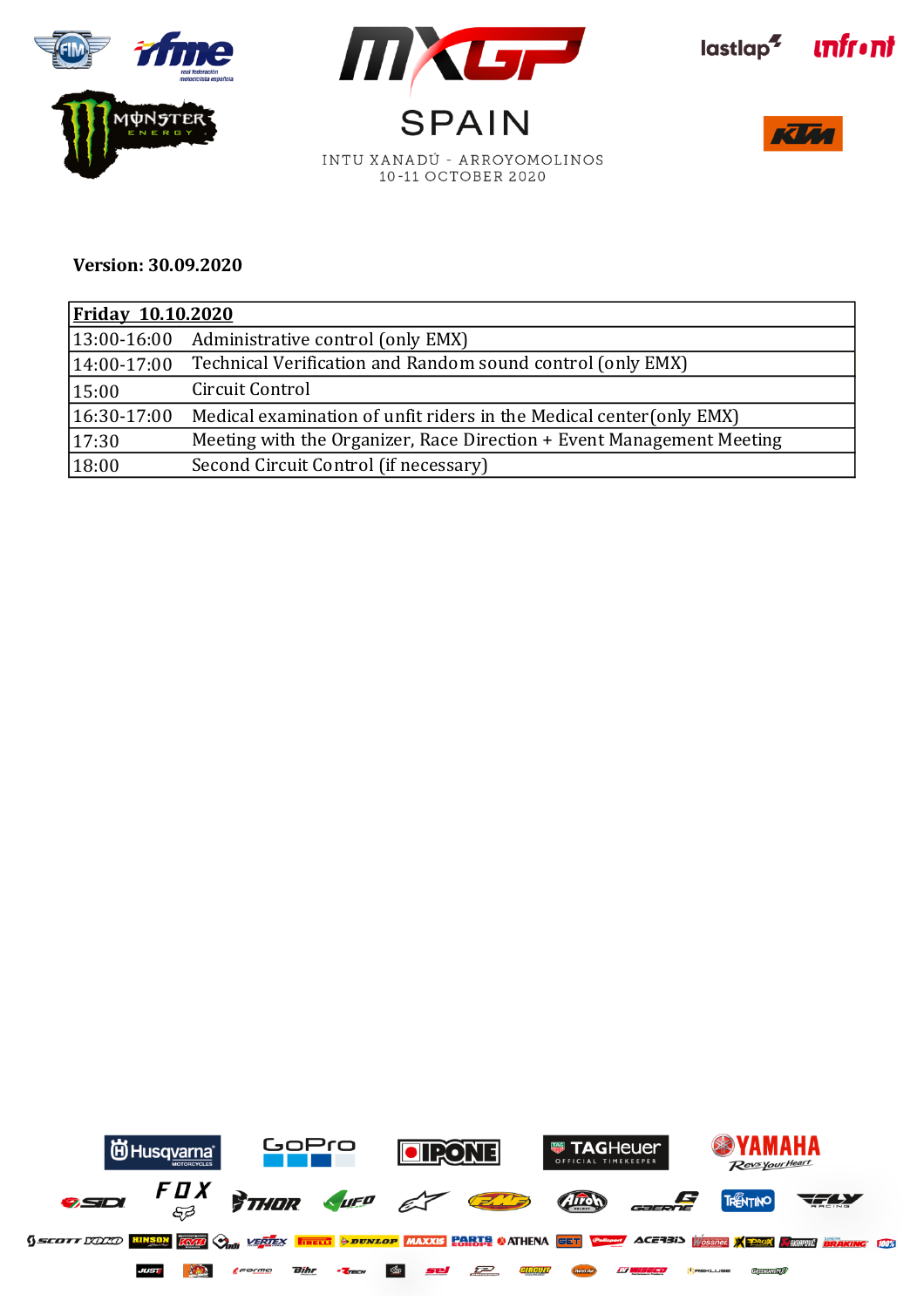# MXGP SPAIN

INTU XANADÚ - ARROYOMOLINOS
10-11 OCTOBER 2020

**Version: 30.09.2020**

| **Friday 10.10.2020** | |
|---|---|
| 13:00-16:00 | Administrative control (only EMX) |
| 14:00-17:00 | Technical Verification and Random sound control (only EMX) |
| 15:00 | Circuit Control |
| 16:30-17:00 | Medical examination of unfit riders in the Medical center(only EMX) |
| 17:30 | Meeting with the Organizer, Race Direction + Event Management Meeting |
| 18:00 | Second Circuit Control (if necessary) |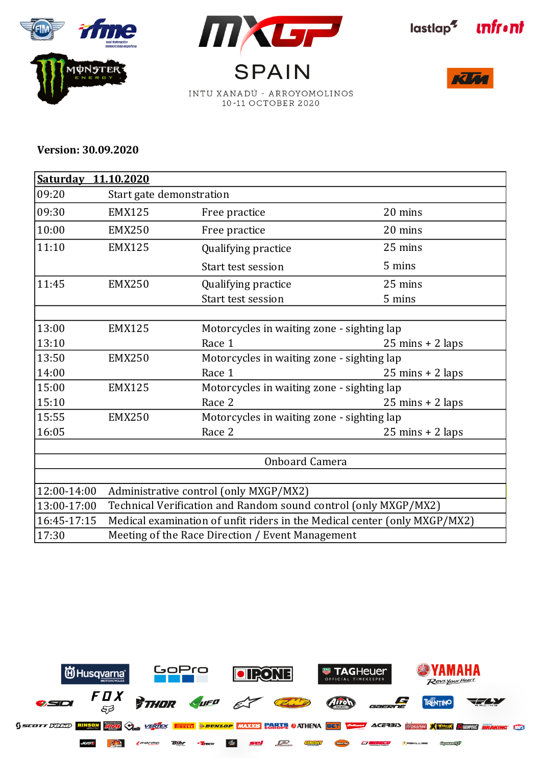# MXGP SPAIN

INTU XANADÚ - ARROYOMOLINOS
10-11 OCTOBER 2020

**Version: 30.09.2020**

| **Saturday 11.10.2020** | | | |
|---|---|---|---|
| 09:20 | Start gate demonstration | | |
| 09:30 | EMX125 | Free practice | 20 mins |
| 10:00 | EMX250 | Free practice | 20 mins |
| 11:10 | EMX125 | Qualifying practice | 25 mins |
| | | Start test session | 5 mins |
| 11:45 | EMX250 | Qualifying practice | 25 mins |
| | | Start test session | 5 mins |
| | | | |
| 13:00 | EMX125 | Motorcycles in waiting zone - sighting lap | |
| 13:10 | | Race 1 | 25 mins + 2 laps |
| 13:50 | EMX250 | Motorcycles in waiting zone - sighting lap | |
| 14:00 | | Race 1 | 25 mins + 2 laps |
| 15:00 | EMX125 | Motorcycles in waiting zone - sighting lap | |
| 15:10 | | Race 2 | 25 mins + 2 laps |
| 15:55 | EMX250 | Motorcycles in waiting zone - sighting lap | |
| 16:05 | | Race 2 | 25 mins + 2 laps |
| | | | |
| | | Onboard Camera | |
| | | | |
| 12:00-14:00 | Administrative control (only MXGP/MX2) | | |
| 13:00-17:00 | Technical Verification and Random sound control (only MXGP/MX2) | | |
| 16:45-17:15 | Medical examination of unfit riders in the Medical center (only MXGP/MX2) | | |
| 17:30 | Meeting of the Race Direction / Event Management | | |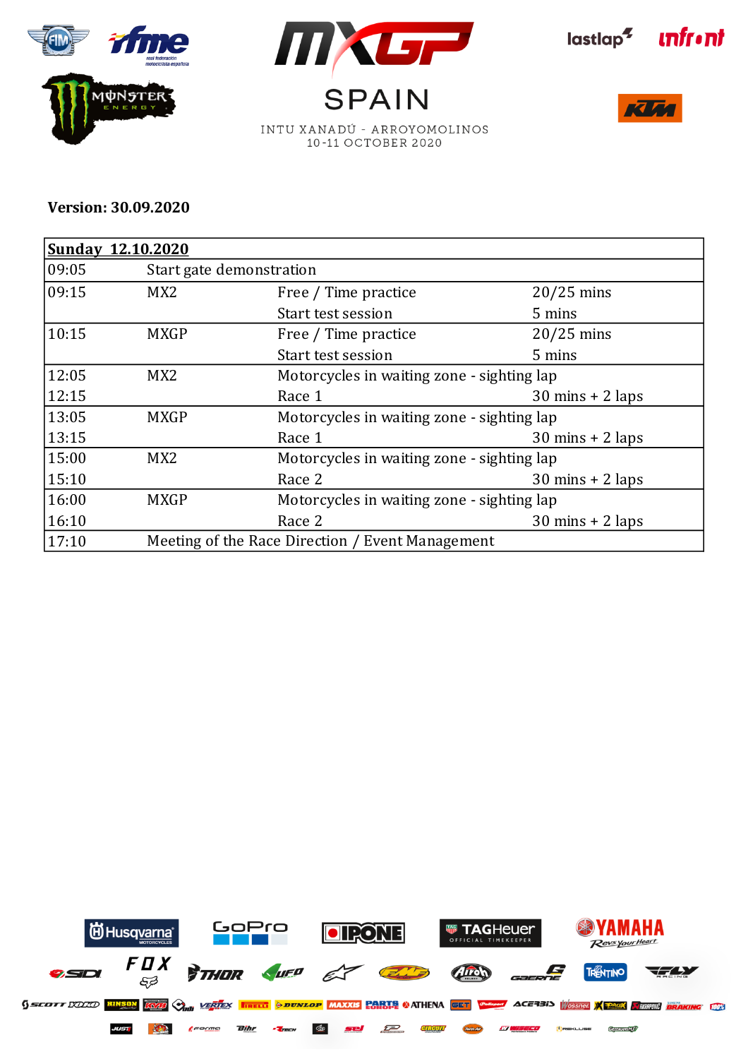MXGP SPAIN

INTU XANADÚ - ARROYOMOLINOS
10-11 OCTOBER 2020

**Version: 30.09.2020**

| **Sunday 12.10.2020** | | | |
|---|---|---|---|
| 09:05 | Start gate demonstration | | |
| 09:15 | MX2 | Free / Time practice | 20/25 mins |
| | | Start test session | 5 mins |
| 10:15 | MXGP | Free / Time practice | 20/25 mins |
| | | Start test session | 5 mins |
| 12:05 | MX2 | Motorcycles in waiting zone - sighting lap | |
| 12:15 | | Race 1 | 30 mins + 2 laps |
| 13:05 | MXGP | Motorcycles in waiting zone - sighting lap | |
| 13:15 | | Race 1 | 30 mins + 2 laps |
| 15:00 | MX2 | Motorcycles in waiting zone - sighting lap | |
| 15:10 | | Race 2 | 30 mins + 2 laps |
| 16:00 | MXGP | Motorcycles in waiting zone - sighting lap | |
| 16:10 | | Race 2 | 30 mins + 2 laps |
| 17:10 | Meeting of the Race Direction / Event Management | | |